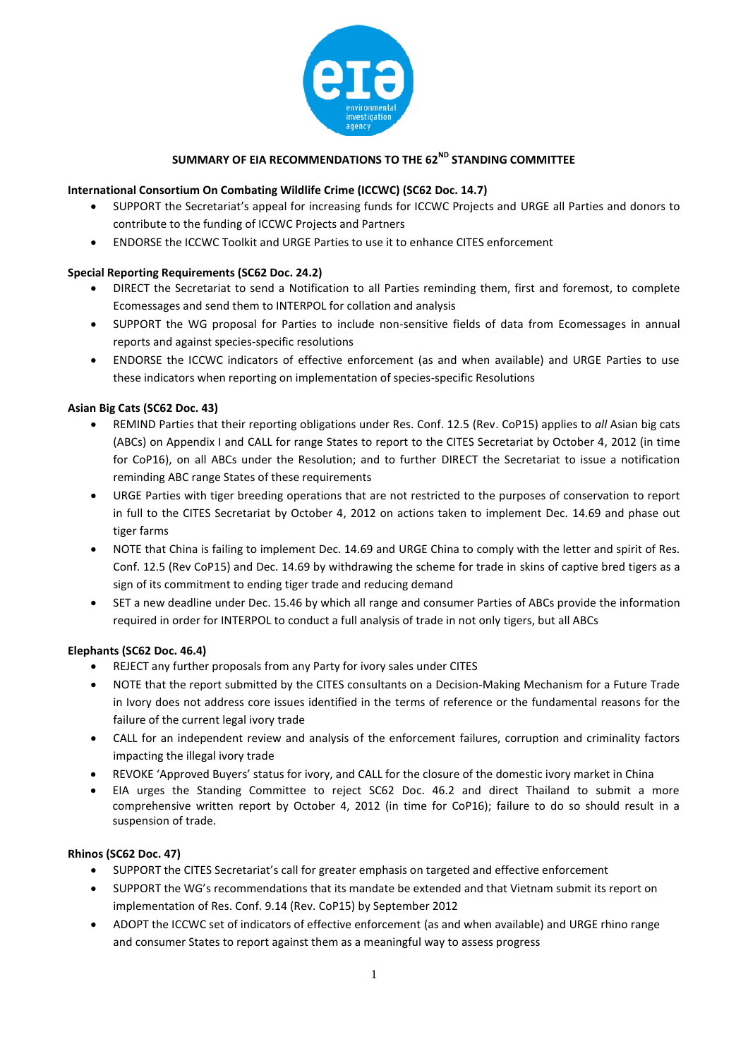# SUMMARY OF EIA RECOMMENDATIONS TO THE 62ND STANDING COMMITTEE

**International Consortium On Combating Wildlife Crime (ICCWC) (SC62 Doc. 14.7)**

- SUPPORT the Secretariat's appeal for increasing funds for ICCWC Projects and URGE all Parties and donors to contribute to the funding of ICCWC Projects and Partners
- ENDORSE the ICCWC Toolkit and URGE Parties to use it to enhance CITES enforcement

**Special Reporting Requirements (SC62 Doc. 24.2)**

- DIRECT the Secretariat to send a Notification to all Parties reminding them, first and foremost, to complete Ecomessages and send them to INTERPOL for collation and analysis
- SUPPORT the WG proposal for Parties to include non-sensitive fields of data from Ecomessages in annual reports and against species-specific resolutions
- ENDORSE the ICCWC indicators of effective enforcement (as and when available) and URGE Parties to use these indicators when reporting on implementation of species-specific Resolutions

**Asian Big Cats (SC62 Doc. 43)**

- REMIND Parties that their reporting obligations under Res. Conf. 12.5 (Rev. CoP15) applies to *all* Asian big cats (ABCs) on Appendix I and CALL for range States to report to the CITES Secretariat by October 4, 2012 (in time for CoP16), on all ABCs under the Resolution; and to further DIRECT the Secretariat to issue a notification reminding ABC range States of these requirements
- URGE Parties with tiger breeding operations that are not restricted to the purposes of conservation to report in full to the CITES Secretariat by October 4, 2012 on actions taken to implement Dec. 14.69 and phase out tiger farms
- NOTE that China is failing to implement Dec. 14.69 and URGE China to comply with the letter and spirit of Res. Conf. 12.5 (Rev CoP15) and Dec. 14.69 by withdrawing the scheme for trade in skins of captive bred tigers as a sign of its commitment to ending tiger trade and reducing demand
- SET a new deadline under Dec. 15.46 by which all range and consumer Parties of ABCs provide the information required in order for INTERPOL to conduct a full analysis of trade in not only tigers, but all ABCs

**Elephants (SC62 Doc. 46.4)**

- REJECT any further proposals from any Party for ivory sales under CITES
- NOTE that the report submitted by the CITES consultants on a Decision-Making Mechanism for a Future Trade in Ivory does not address core issues identified in the terms of reference or the fundamental reasons for the failure of the current legal ivory trade
- CALL for an independent review and analysis of the enforcement failures, corruption and criminality factors impacting the illegal ivory trade
- REVOKE 'Approved Buyers' status for ivory, and CALL for the closure of the domestic ivory market in China
- EIA urges the Standing Committee to reject SC62 Doc. 46.2 and direct Thailand to submit a more comprehensive written report by October 4, 2012 (in time for CoP16); failure to do so should result in a suspension of trade.

**Rhinos (SC62 Doc. 47)**

- SUPPORT the CITES Secretariat's call for greater emphasis on targeted and effective enforcement
- SUPPORT the WG's recommendations that its mandate be extended and that Vietnam submit its report on implementation of Res. Conf. 9.14 (Rev. CoP15) by September 2012
- ADOPT the ICCWC set of indicators of effective enforcement (as and when available) and URGE rhino range and consumer States to report against them as a meaningful way to assess progress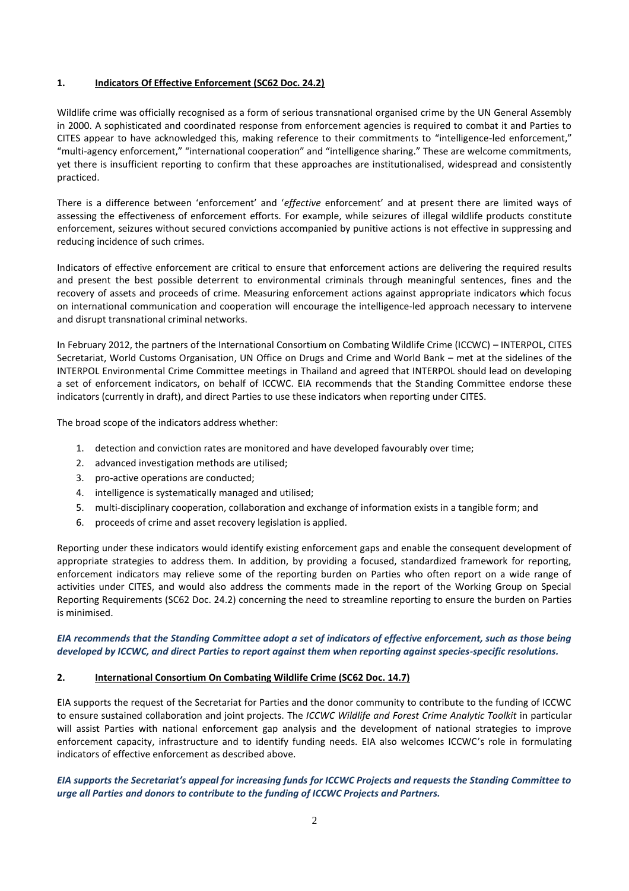## 1. Indicators Of Effective Enforcement (SC62 Doc. 24.2)

Wildlife crime was officially recognised as a form of serious transnational organised crime by the UN General Assembly in 2000. A sophisticated and coordinated response from enforcement agencies is required to combat it and Parties to CITES appear to have acknowledged this, making reference to their commitments to "intelligence-led enforcement," "multi-agency enforcement," "international cooperation" and "intelligence sharing." These are welcome commitments, yet there is insufficient reporting to confirm that these approaches are institutionalised, widespread and consistently practiced.

There is a difference between 'enforcement' and '*effective* enforcement' and at present there are limited ways of assessing the effectiveness of enforcement efforts. For example, while seizures of illegal wildlife products constitute enforcement, seizures without secured convictions accompanied by punitive actions is not effective in suppressing and reducing incidence of such crimes.

Indicators of effective enforcement are critical to ensure that enforcement actions are delivering the required results and present the best possible deterrent to environmental criminals through meaningful sentences, fines and the recovery of assets and proceeds of crime. Measuring enforcement actions against appropriate indicators which focus on international communication and cooperation will encourage the intelligence-led approach necessary to intervene and disrupt transnational criminal networks.

In February 2012, the partners of the International Consortium on Combating Wildlife Crime (ICCWC) – INTERPOL, CITES Secretariat, World Customs Organisation, UN Office on Drugs and Crime and World Bank – met at the sidelines of the INTERPOL Environmental Crime Committee meetings in Thailand and agreed that INTERPOL should lead on developing a set of enforcement indicators, on behalf of ICCWC. EIA recommends that the Standing Committee endorse these indicators (currently in draft), and direct Parties to use these indicators when reporting under CITES.

The broad scope of the indicators address whether:

1. detection and conviction rates are monitored and have developed favourably over time;
2. advanced investigation methods are utilised;
3. pro-active operations are conducted;
4. intelligence is systematically managed and utilised;
5. multi-disciplinary cooperation, collaboration and exchange of information exists in a tangible form; and
6. proceeds of crime and asset recovery legislation is applied.

Reporting under these indicators would identify existing enforcement gaps and enable the consequent development of appropriate strategies to address them. In addition, by providing a focused, standardized framework for reporting, enforcement indicators may relieve some of the reporting burden on Parties who often report on a wide range of activities under CITES, and would also address the comments made in the report of the Working Group on Special Reporting Requirements (SC62 Doc. 24.2) concerning the need to streamline reporting to ensure the burden on Parties is minimised.

***EIA recommends that the Standing Committee adopt a set of indicators of effective enforcement, such as those being developed by ICCWC, and direct Parties to report against them when reporting against species-specific resolutions.***

## 2. International Consortium On Combating Wildlife Crime (SC62 Doc. 14.7)

EIA supports the request of the Secretariat for Parties and the donor community to contribute to the funding of ICCWC to ensure sustained collaboration and joint projects. The *ICCWC Wildlife and Forest Crime Analytic Toolkit* in particular will assist Parties with national enforcement gap analysis and the development of national strategies to improve enforcement capacity, infrastructure and to identify funding needs. EIA also welcomes ICCWC's role in formulating indicators of effective enforcement as described above.

***EIA supports the Secretariat's appeal for increasing funds for ICCWC Projects and requests the Standing Committee to urge all Parties and donors to contribute to the funding of ICCWC Projects and Partners.***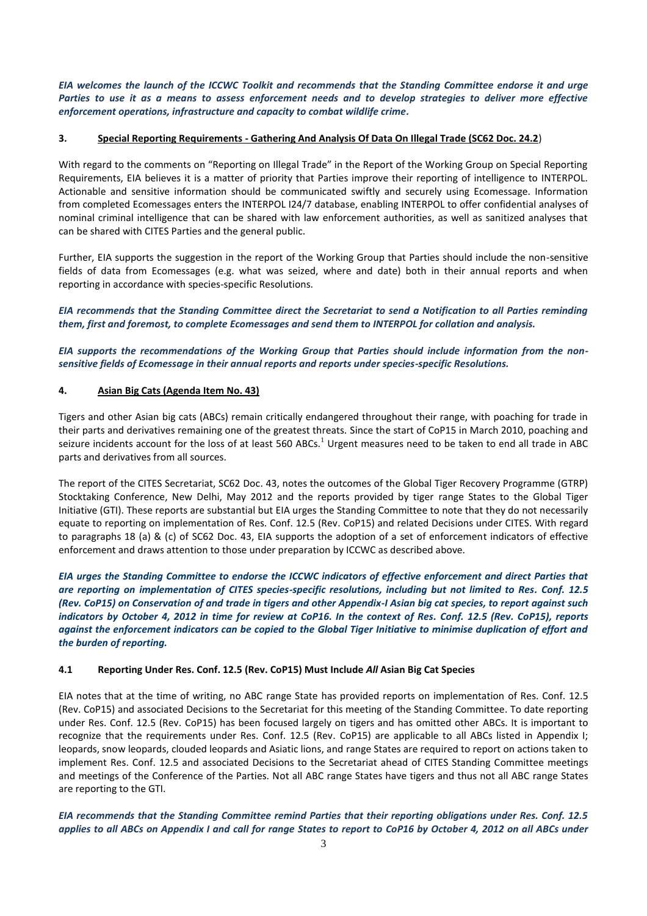***EIA welcomes the launch of the ICCWC Toolkit and recommends that the Standing Committee endorse it and urge Parties to use it as a means to assess enforcement needs and to develop strategies to deliver more effective enforcement operations, infrastructure and capacity to combat wildlife crime.***

### 3. Special Reporting Requirements - Gathering And Analysis Of Data On Illegal Trade (SC62 Doc. 24.2)

With regard to the comments on "Reporting on Illegal Trade" in the Report of the Working Group on Special Reporting Requirements, EIA believes it is a matter of priority that Parties improve their reporting of intelligence to INTERPOL. Actionable and sensitive information should be communicated swiftly and securely using Ecomessage. Information from completed Ecomessages enters the INTERPOL I24/7 database, enabling INTERPOL to offer confidential analyses of nominal criminal intelligence that can be shared with law enforcement authorities, as well as sanitized analyses that can be shared with CITES Parties and the general public.

Further, EIA supports the suggestion in the report of the Working Group that Parties should include the non-sensitive fields of data from Ecomessages (e.g. what was seized, where and date) both in their annual reports and when reporting in accordance with species-specific Resolutions.

***EIA recommends that the Standing Committee direct the Secretariat to send a Notification to all Parties reminding them, first and foremost, to complete Ecomessages and send them to INTERPOL for collation and analysis.***

***EIA supports the recommendations of the Working Group that Parties should include information from the non-sensitive fields of Ecomessage in their annual reports and reports under species-specific Resolutions.***

### 4. Asian Big Cats (Agenda Item No. 43)

Tigers and other Asian big cats (ABCs) remain critically endangered throughout their range, with poaching for trade in their parts and derivatives remaining one of the greatest threats. Since the start of CoP15 in March 2010, poaching and seizure incidents account for the loss of at least 560 ABCs.[1] Urgent measures need to be taken to end all trade in ABC parts and derivatives from all sources.

The report of the CITES Secretariat, SC62 Doc. 43, notes the outcomes of the Global Tiger Recovery Programme (GTRP) Stocktaking Conference, New Delhi, May 2012 and the reports provided by tiger range States to the Global Tiger Initiative (GTI). These reports are substantial but EIA urges the Standing Committee to note that they do not necessarily equate to reporting on implementation of Res. Conf. 12.5 (Rev. CoP15) and related Decisions under CITES. With regard to paragraphs 18 (a) & (c) of SC62 Doc. 43, EIA supports the adoption of a set of enforcement indicators of effective enforcement and draws attention to those under preparation by ICCWC as described above.

***EIA urges the Standing Committee to endorse the ICCWC indicators of effective enforcement and direct Parties that are reporting on implementation of CITES species-specific resolutions, including but not limited to Res. Conf. 12.5 (Rev. CoP15) on Conservation of and trade in tigers and other Appendix-I Asian big cat species, to report against such indicators by October 4, 2012 in time for review at CoP16. In the context of Res. Conf. 12.5 (Rev. CoP15), reports against the enforcement indicators can be copied to the Global Tiger Initiative to minimise duplication of effort and the burden of reporting.***

#### 4.1 Reporting Under Res. Conf. 12.5 (Rev. CoP15) Must Include *All* Asian Big Cat Species

EIA notes that at the time of writing, no ABC range State has provided reports on implementation of Res. Conf. 12.5 (Rev. CoP15) and associated Decisions to the Secretariat for this meeting of the Standing Committee. To date reporting under Res. Conf. 12.5 (Rev. CoP15) has been focused largely on tigers and has omitted other ABCs. It is important to recognize that the requirements under Res. Conf. 12.5 (Rev. CoP15) are applicable to all ABCs listed in Appendix I; leopards, snow leopards, clouded leopards and Asiatic lions, and range States are required to report on actions taken to implement Res. Conf. 12.5 and associated Decisions to the Secretariat ahead of CITES Standing Committee meetings and meetings of the Conference of the Parties. Not all ABC range States have tigers and thus not all ABC range States are reporting to the GTI.

***EIA recommends that the Standing Committee remind Parties that their reporting obligations under Res. Conf. 12.5 applies to all ABCs on Appendix I and call for range States to report to CoP16 by October 4, 2012 on all ABCs under***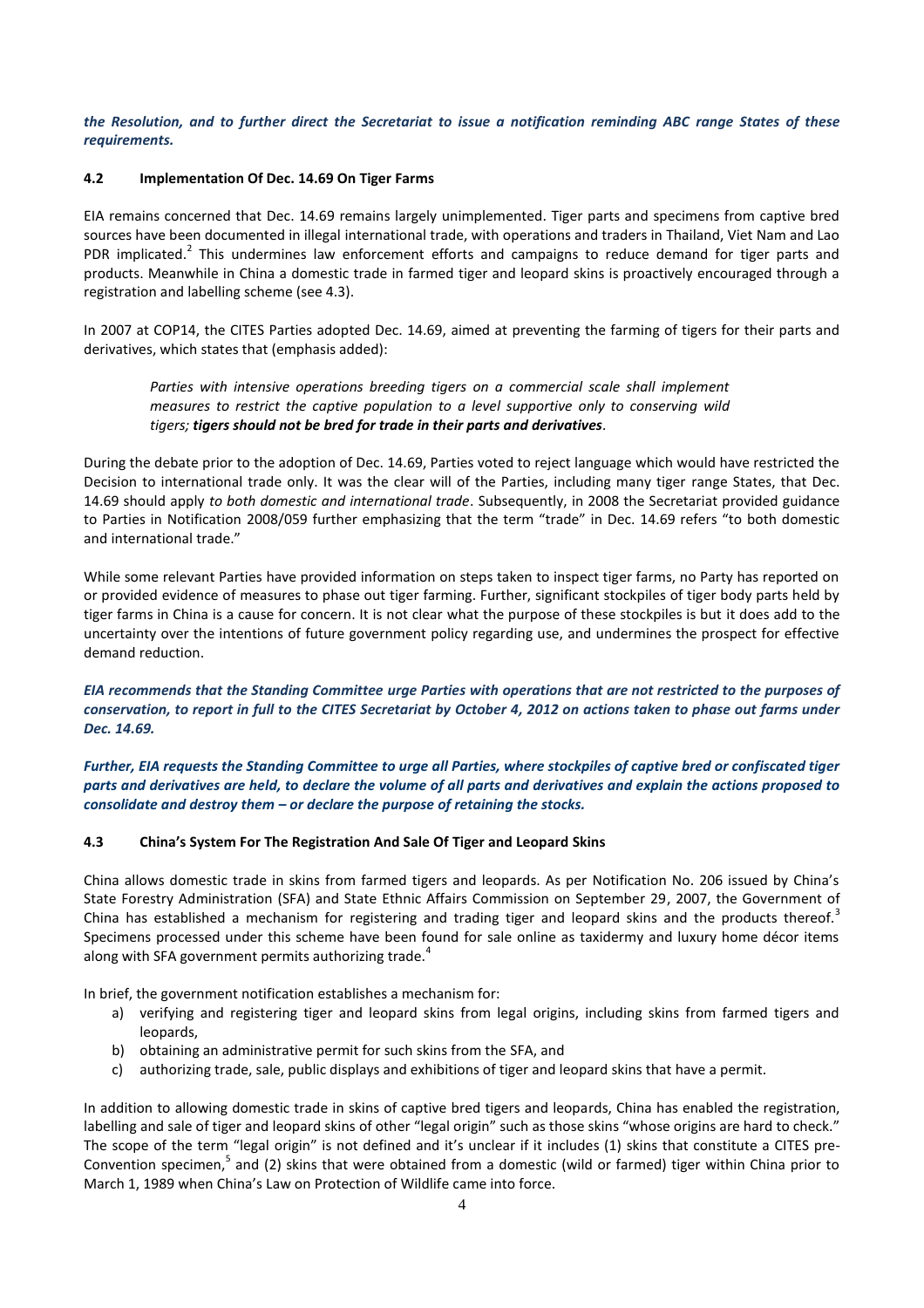***the Resolution, and to further direct the Secretariat to issue a notification reminding ABC range States of these requirements.***

### 4.2 Implementation Of Dec. 14.69 On Tiger Farms

EIA remains concerned that Dec. 14.69 remains largely unimplemented. Tiger parts and specimens from captive bred sources have been documented in illegal international trade, with operations and traders in Thailand, Viet Nam and Lao PDR implicated.[2] This undermines law enforcement efforts and campaigns to reduce demand for tiger parts and products. Meanwhile in China a domestic trade in farmed tiger and leopard skins is proactively encouraged through a registration and labelling scheme (see 4.3).

In 2007 at COP14, the CITES Parties adopted Dec. 14.69, aimed at preventing the farming of tigers for their parts and derivatives, which states that (emphasis added):

> *Parties with intensive operations breeding tigers on a commercial scale shall implement measures to restrict the captive population to a level supportive only to conserving wild tigers;* ***tigers should not be bred for trade in their parts and derivatives****.*

During the debate prior to the adoption of Dec. 14.69, Parties voted to reject language which would have restricted the Decision to international trade only. It was the clear will of the Parties, including many tiger range States, that Dec. 14.69 should apply *to both domestic and international trade*. Subsequently, in 2008 the Secretariat provided guidance to Parties in Notification 2008/059 further emphasizing that the term "trade" in Dec. 14.69 refers "to both domestic and international trade."

While some relevant Parties have provided information on steps taken to inspect tiger farms, no Party has reported on or provided evidence of measures to phase out tiger farming. Further, significant stockpiles of tiger body parts held by tiger farms in China is a cause for concern. It is not clear what the purpose of these stockpiles is but it does add to the uncertainty over the intentions of future government policy regarding use, and undermines the prospect for effective demand reduction.

***EIA recommends that the Standing Committee urge Parties with operations that are not restricted to the purposes of conservation, to report in full to the CITES Secretariat by October 4, 2012 on actions taken to phase out farms under Dec. 14.69.***

***Further, EIA requests the Standing Committee to urge all Parties, where stockpiles of captive bred or confiscated tiger parts and derivatives are held, to declare the volume of all parts and derivatives and explain the actions proposed to consolidate and destroy them – or declare the purpose of retaining the stocks.***

### 4.3 China's System For The Registration And Sale Of Tiger and Leopard Skins

China allows domestic trade in skins from farmed tigers and leopards. As per Notification No. 206 issued by China's State Forestry Administration (SFA) and State Ethnic Affairs Commission on September 29, 2007, the Government of China has established a mechanism for registering and trading tiger and leopard skins and the products thereof.[3] Specimens processed under this scheme have been found for sale online as taxidermy and luxury home décor items along with SFA government permits authorizing trade.[4]

In brief, the government notification establishes a mechanism for:

a) verifying and registering tiger and leopard skins from legal origins, including skins from farmed tigers and leopards,
b) obtaining an administrative permit for such skins from the SFA, and
c) authorizing trade, sale, public displays and exhibitions of tiger and leopard skins that have a permit.

In addition to allowing domestic trade in skins of captive bred tigers and leopards, China has enabled the registration, labelling and sale of tiger and leopard skins of other "legal origin" such as those skins "whose origins are hard to check." The scope of the term "legal origin" is not defined and it's unclear if it includes (1) skins that constitute a CITES pre-Convention specimen,[5] and (2) skins that were obtained from a domestic (wild or farmed) tiger within China prior to March 1, 1989 when China's Law on Protection of Wildlife came into force.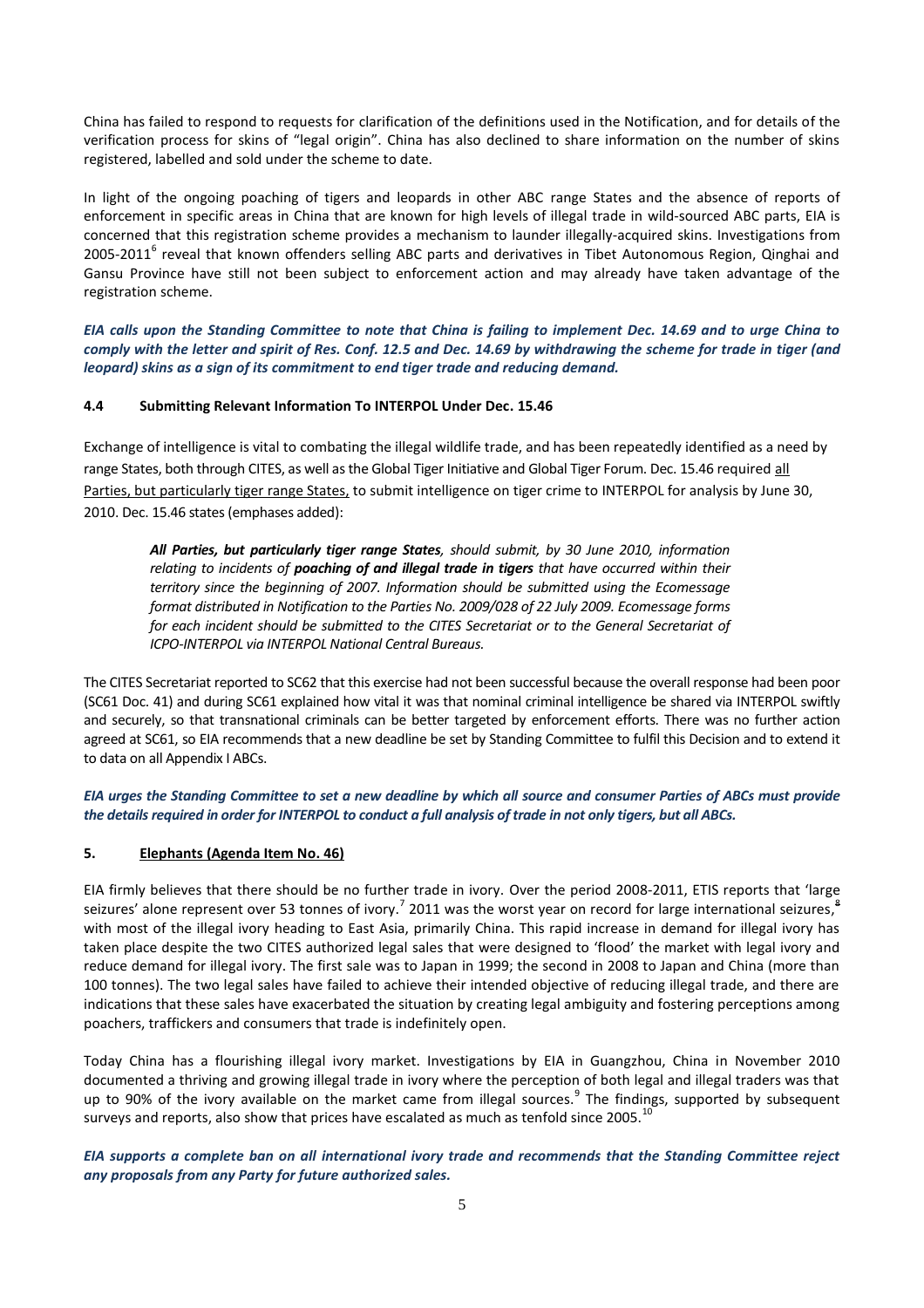China has failed to respond to requests for clarification of the definitions used in the Notification, and for details of the verification process for skins of "legal origin". China has also declined to share information on the number of skins registered, labelled and sold under the scheme to date.

In light of the ongoing poaching of tigers and leopards in other ABC range States and the absence of reports of enforcement in specific areas in China that are known for high levels of illegal trade in wild-sourced ABC parts, EIA is concerned that this registration scheme provides a mechanism to launder illegally-acquired skins. Investigations from 2005-2011[6] reveal that known offenders selling ABC parts and derivatives in Tibet Autonomous Region, Qinghai and Gansu Province have still not been subject to enforcement action and may already have taken advantage of the registration scheme.

***EIA calls upon the Standing Committee to note that China is failing to implement Dec. 14.69 and to urge China to comply with the letter and spirit of Res. Conf. 12.5 and Dec. 14.69 by withdrawing the scheme for trade in tiger (and leopard) skins as a sign of its commitment to end tiger trade and reducing demand.***

### 4.4 Submitting Relevant Information To INTERPOL Under Dec. 15.46

Exchange of intelligence is vital to combating the illegal wildlife trade, and has been repeatedly identified as a need by range States, both through CITES, as well as the Global Tiger Initiative and Global Tiger Forum. Dec. 15.46 required <u>all Parties, but particularly tiger range States,</u> to submit intelligence on tiger crime to INTERPOL for analysis by June 30, 2010. Dec. 15.46 states (emphases added):

> ***All Parties, but particularly tiger range States**, should submit, by 30 June 2010, information relating to incidents of **poaching of and illegal trade in tigers** that have occurred within their territory since the beginning of 2007. Information should be submitted using the Ecomessage format distributed in Notification to the Parties No. 2009/028 of 22 July 2009. Ecomessage forms for each incident should be submitted to the CITES Secretariat or to the General Secretariat of ICPO-INTERPOL via INTERPOL National Central Bureaus.*

The CITES Secretariat reported to SC62 that this exercise had not been successful because the overall response had been poor (SC61 Doc. 41) and during SC61 explained how vital it was that nominal criminal intelligence be shared via INTERPOL swiftly and securely, so that transnational criminals can be better targeted by enforcement efforts. There was no further action agreed at SC61, so EIA recommends that a new deadline be set by Standing Committee to fulfil this Decision and to extend it to data on all Appendix I ABCs.

***EIA urges the Standing Committee to set a new deadline by which all source and consumer Parties of ABCs must provide the details required in order for INTERPOL to conduct a full analysis of trade in not only tigers, but all ABCs.***

## 5. <u>Elephants (Agenda Item No. 46)</u>

EIA firmly believes that there should be no further trade in ivory. Over the period 2008-2011, ETIS reports that 'large seizures' alone represent over 53 tonnes of ivory.[7] 2011 was the worst year on record for large international seizures,[8] with most of the illegal ivory heading to East Asia, primarily China. This rapid increase in demand for illegal ivory has taken place despite the two CITES authorized legal sales that were designed to 'flood' the market with legal ivory and reduce demand for illegal ivory. The first sale was to Japan in 1999; the second in 2008 to Japan and China (more than 100 tonnes). The two legal sales have failed to achieve their intended objective of reducing illegal trade, and there are indications that these sales have exacerbated the situation by creating legal ambiguity and fostering perceptions among poachers, traffickers and consumers that trade is indefinitely open.

Today China has a flourishing illegal ivory market. Investigations by EIA in Guangzhou, China in November 2010 documented a thriving and growing illegal trade in ivory where the perception of both legal and illegal traders was that up to 90% of the ivory available on the market came from illegal sources.[9] The findings, supported by subsequent surveys and reports, also show that prices have escalated as much as tenfold since 2005.[10]

***EIA supports a complete ban on all international ivory trade and recommends that the Standing Committee reject any proposals from any Party for future authorized sales.***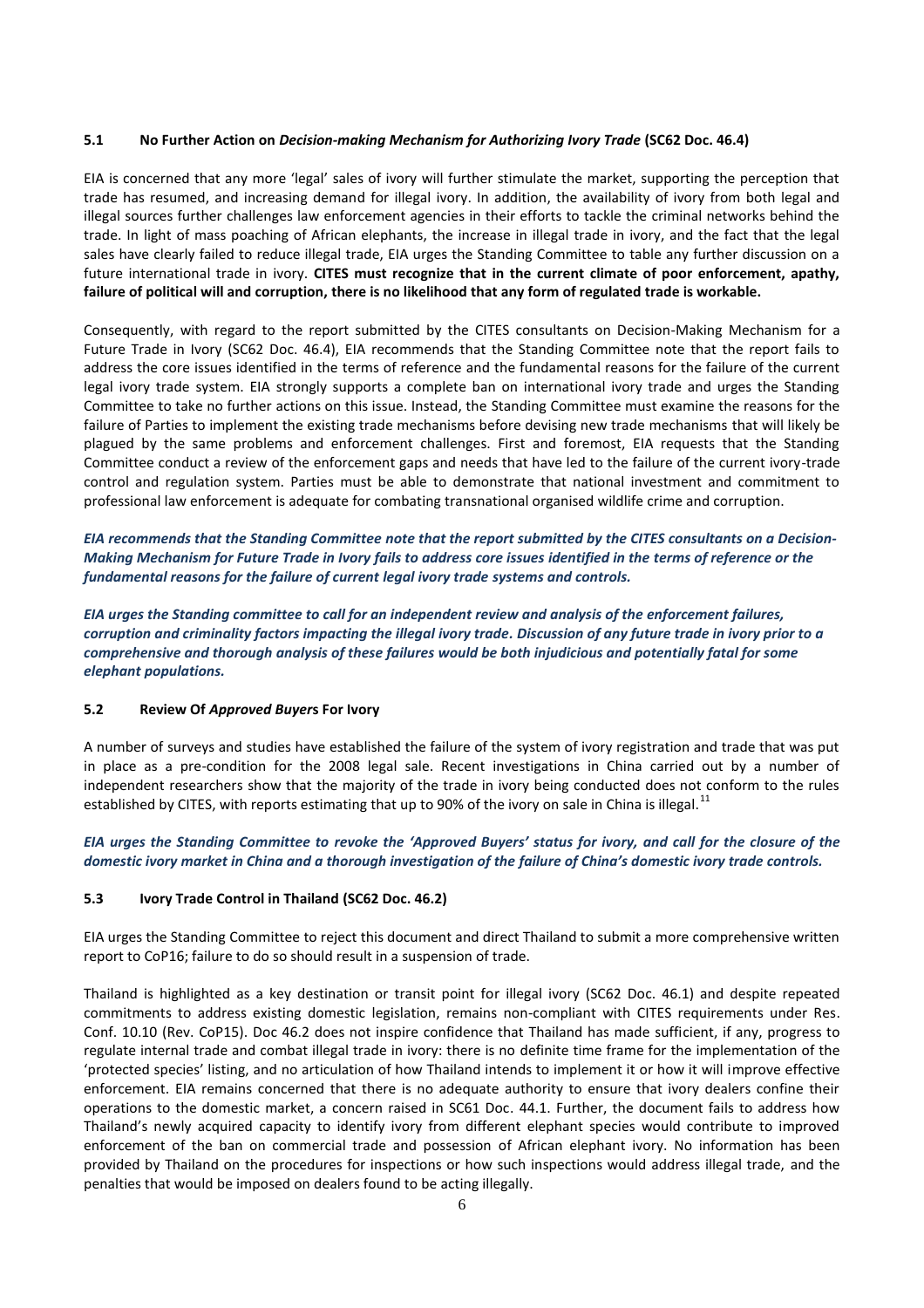### 5.1 No Further Action on *Decision-making Mechanism for Authorizing Ivory Trade* (SC62 Doc. 46.4)

EIA is concerned that any more 'legal' sales of ivory will further stimulate the market, supporting the perception that trade has resumed, and increasing demand for illegal ivory. In addition, the availability of ivory from both legal and illegal sources further challenges law enforcement agencies in their efforts to tackle the criminal networks behind the trade. In light of mass poaching of African elephants, the increase in illegal trade in ivory, and the fact that the legal sales have clearly failed to reduce illegal trade, EIA urges the Standing Committee to table any further discussion on a future international trade in ivory. **CITES must recognize that in the current climate of poor enforcement, apathy, failure of political will and corruption, there is no likelihood that any form of regulated trade is workable.**

Consequently, with regard to the report submitted by the CITES consultants on Decision-Making Mechanism for a Future Trade in Ivory (SC62 Doc. 46.4), EIA recommends that the Standing Committee note that the report fails to address the core issues identified in the terms of reference and the fundamental reasons for the failure of the current legal ivory trade system. EIA strongly supports a complete ban on international ivory trade and urges the Standing Committee to take no further actions on this issue. Instead, the Standing Committee must examine the reasons for the failure of Parties to implement the existing trade mechanisms before devising new trade mechanisms that will likely be plagued by the same problems and enforcement challenges. First and foremost, EIA requests that the Standing Committee conduct a review of the enforcement gaps and needs that have led to the failure of the current ivory-trade control and regulation system. Parties must be able to demonstrate that national investment and commitment to professional law enforcement is adequate for combating transnational organised wildlife crime and corruption.

***EIA recommends that the Standing Committee note that the report submitted by the CITES consultants on a Decision-Making Mechanism for Future Trade in Ivory fails to address core issues identified in the terms of reference or the fundamental reasons for the failure of current legal ivory trade systems and controls.***

***EIA urges the Standing committee to call for an independent review and analysis of the enforcement failures, corruption and criminality factors impacting the illegal ivory trade. Discussion of any future trade in ivory prior to a comprehensive and thorough analysis of these failures would be both injudicious and potentially fatal for some elephant populations.***

### 5.2 Review Of *Approved Buyers* For Ivory

A number of surveys and studies have established the failure of the system of ivory registration and trade that was put in place as a pre-condition for the 2008 legal sale. Recent investigations in China carried out by a number of independent researchers show that the majority of the trade in ivory being conducted does not conform to the rules established by CITES, with reports estimating that up to 90% of the ivory on sale in China is illegal.[11]

***EIA urges the Standing Committee to revoke the 'Approved Buyers' status for ivory, and call for the closure of the domestic ivory market in China and a thorough investigation of the failure of China's domestic ivory trade controls.***

### 5.3 Ivory Trade Control in Thailand (SC62 Doc. 46.2)

EIA urges the Standing Committee to reject this document and direct Thailand to submit a more comprehensive written report to CoP16; failure to do so should result in a suspension of trade.

Thailand is highlighted as a key destination or transit point for illegal ivory (SC62 Doc. 46.1) and despite repeated commitments to address existing domestic legislation, remains non-compliant with CITES requirements under Res. Conf. 10.10 (Rev. CoP15). Doc 46.2 does not inspire confidence that Thailand has made sufficient, if any, progress to regulate internal trade and combat illegal trade in ivory: there is no definite time frame for the implementation of the 'protected species' listing, and no articulation of how Thailand intends to implement it or how it will improve effective enforcement. EIA remains concerned that there is no adequate authority to ensure that ivory dealers confine their operations to the domestic market, a concern raised in SC61 Doc. 44.1. Further, the document fails to address how Thailand's newly acquired capacity to identify ivory from different elephant species would contribute to improved enforcement of the ban on commercial trade and possession of African elephant ivory. No information has been provided by Thailand on the procedures for inspections or how such inspections would address illegal trade, and the penalties that would be imposed on dealers found to be acting illegally.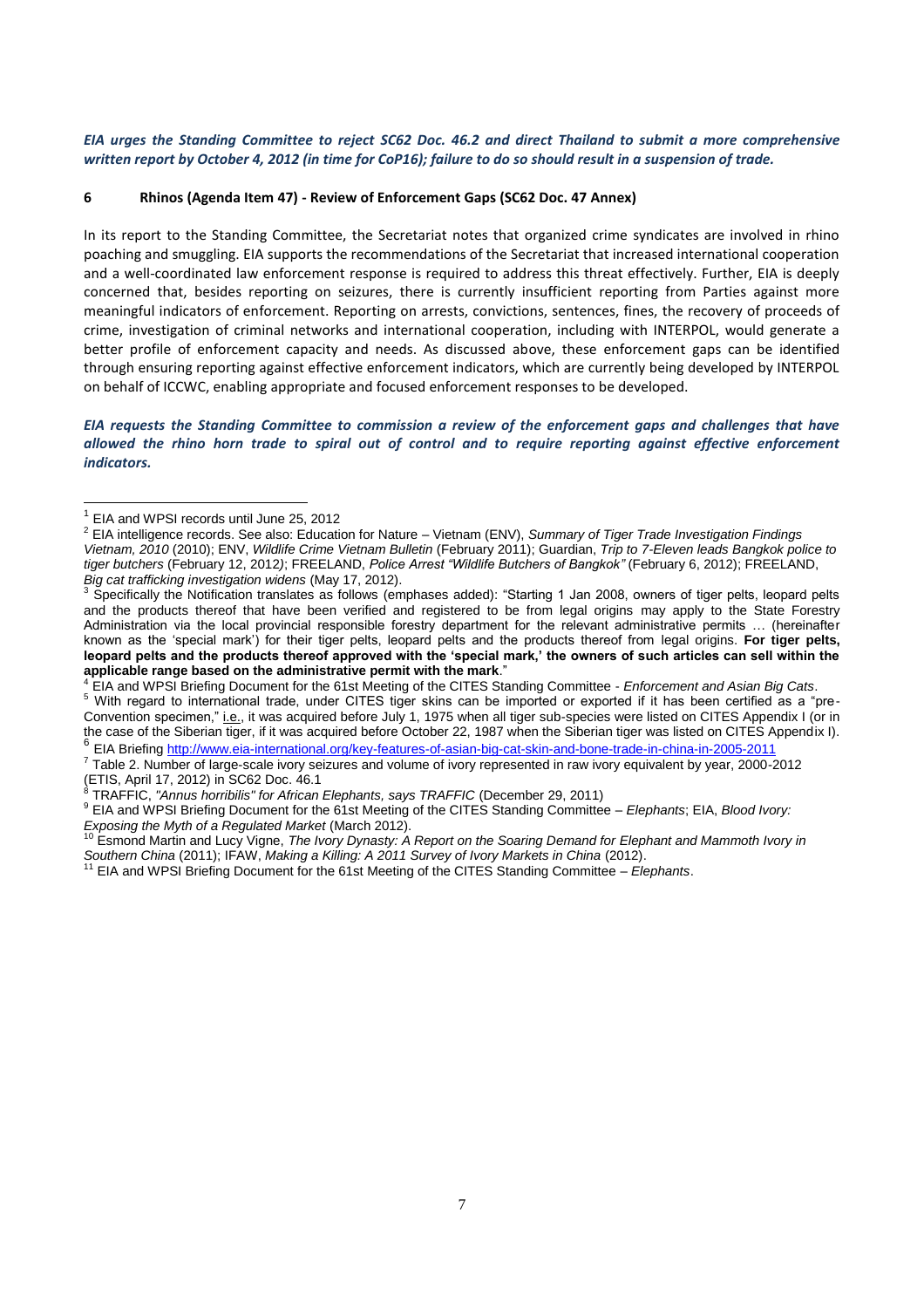***EIA urges the Standing Committee to reject SC62 Doc. 46.2 and direct Thailand to submit a more comprehensive written report by October 4, 2012 (in time for CoP16); failure to do so should result in a suspension of trade.***

## 6 Rhinos (Agenda Item 47) - Review of Enforcement Gaps (SC62 Doc. 47 Annex)

In its report to the Standing Committee, the Secretariat notes that organized crime syndicates are involved in rhino poaching and smuggling. EIA supports the recommendations of the Secretariat that increased international cooperation and a well-coordinated law enforcement response is required to address this threat effectively. Further, EIA is deeply concerned that, besides reporting on seizures, there is currently insufficient reporting from Parties against more meaningful indicators of enforcement. Reporting on arrests, convictions, sentences, fines, the recovery of proceeds of crime, investigation of criminal networks and international cooperation, including with INTERPOL, would generate a better profile of enforcement capacity and needs. As discussed above, these enforcement gaps can be identified through ensuring reporting against effective enforcement indicators, which are currently being developed by INTERPOL on behalf of ICCWC, enabling appropriate and focused enforcement responses to be developed.

***EIA requests the Standing Committee to commission a review of the enforcement gaps and challenges that have allowed the rhino horn trade to spiral out of control and to require reporting against effective enforcement indicators.***

---

[1] EIA and WPSI records until June 25, 2012

[2] EIA intelligence records. See also: Education for Nature – Vietnam (ENV), *Summary of Tiger Trade Investigation Findings Vietnam, 2010* (2010); ENV, *Wildlife Crime Vietnam Bulletin* (February 2011); Guardian, *Trip to 7-Eleven leads Bangkok police to tiger butchers* (February 12, 2012); FREELAND, *Police Arrest "Wildlife Butchers of Bangkok"* (February 6, 2012); FREELAND, *Big cat trafficking investigation widens* (May 17, 2012).

[3] Specifically the Notification translates as follows (emphases added): "Starting 1 Jan 2008, owners of tiger pelts, leopard pelts and the products thereof that have been verified and registered to be from legal origins may apply to the State Forestry Administration via the local provincial responsible forestry department for the relevant administrative permits … (hereinafter known as the 'special mark') for their tiger pelts, leopard pelts and the products thereof from legal origins. **For tiger pelts, leopard pelts and the products thereof approved with the 'special mark,' the owners of such articles can sell within the applicable range based on the administrative permit with the mark**."

[4] EIA and WPSI Briefing Document for the 61st Meeting of the CITES Standing Committee - *Enforcement and Asian Big Cats*.

[5] With regard to international trade, under CITES tiger skins can be imported or exported if it has been certified as a "pre-Convention specimen," i.e., it was acquired before July 1, 1975 when all tiger sub-species were listed on CITES Appendix I (or in the case of the Siberian tiger, if it was acquired before October 22, 1987 when the Siberian tiger was listed on CITES Appendix I).

[6] EIA Briefing http://www.eia-international.org/key-features-of-asian-big-cat-skin-and-bone-trade-in-china-in-2005-2011

[7] Table 2. Number of large-scale ivory seizures and volume of ivory represented in raw ivory equivalent by year, 2000-2012 (ETIS, April 17, 2012) in SC62 Doc. 46.1

[8] TRAFFIC, *"Annus horribilis" for African Elephants, says TRAFFIC* (December 29, 2011)

[9] EIA and WPSI Briefing Document for the 61st Meeting of the CITES Standing Committee – *Elephants*; EIA, *Blood Ivory: Exposing the Myth of a Regulated Market* (March 2012).

[10] Esmond Martin and Lucy Vigne, *The Ivory Dynasty: A Report on the Soaring Demand for Elephant and Mammoth Ivory in Southern China* (2011); IFAW, *Making a Killing: A 2011 Survey of Ivory Markets in China* (2012).

[11] EIA and WPSI Briefing Document for the 61st Meeting of the CITES Standing Committee – *Elephants*.